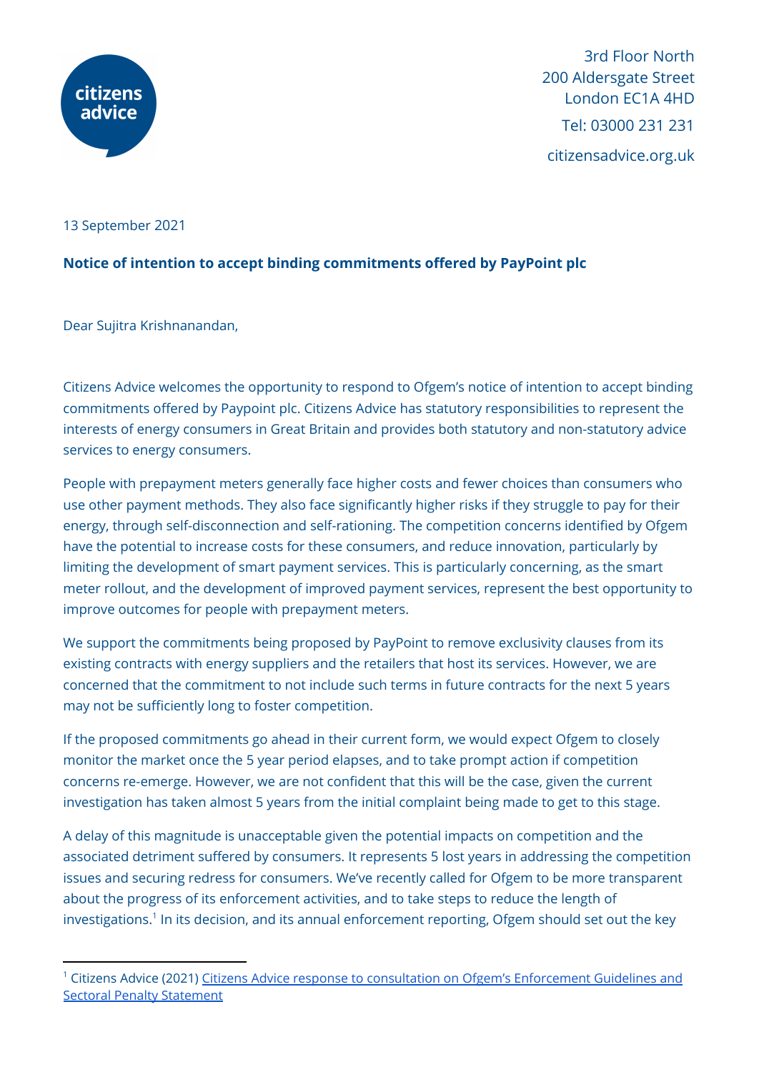citizens advice

3rd Floor North
200 Aldersgate Street
London EC1A 4HD
Tel: 03000 231 231
citizensadvice.org.uk

13 September 2021

**Notice of intention to accept binding commitments offered by PayPoint plc**

Dear Sujitra Krishnanandan,

Citizens Advice welcomes the opportunity to respond to Ofgem's notice of intention to accept binding commitments offered by Paypoint plc. Citizens Advice has statutory responsibilities to represent the interests of energy consumers in Great Britain and provides both statutory and non-statutory advice services to energy consumers.

People with prepayment meters generally face higher costs and fewer choices than consumers who use other payment methods. They also face significantly higher risks if they struggle to pay for their energy, through self-disconnection and self-rationing. The competition concerns identified by Ofgem have the potential to increase costs for these consumers, and reduce innovation, particularly by limiting the development of smart payment services. This is particularly concerning, as the smart meter rollout, and the development of improved payment services, represent the best opportunity to improve outcomes for people with prepayment meters.

We support the commitments being proposed by PayPoint to remove exclusivity clauses from its existing contracts with energy suppliers and the retailers that host its services. However, we are concerned that the commitment to not include such terms in future contracts for the next 5 years may not be sufficiently long to foster competition.

If the proposed commitments go ahead in their current form, we would expect Ofgem to closely monitor the market once the 5 year period elapses, and to take prompt action if competition concerns re-emerge. However, we are not confident that this will be the case, given the current investigation has taken almost 5 years from the initial complaint being made to get to this stage.

A delay of this magnitude is unacceptable given the potential impacts on competition and the associated detriment suffered by consumers. It represents 5 lost years in addressing the competition issues and securing redress for consumers. We've recently called for Ofgem to be more transparent about the progress of its enforcement activities, and to take steps to reduce the length of investigations.[1] In its decision, and its annual enforcement reporting, Ofgem should set out the key

[1] Citizens Advice (2021) Citizens Advice response to consultation on Ofgem's Enforcement Guidelines and Sectoral Penalty Statement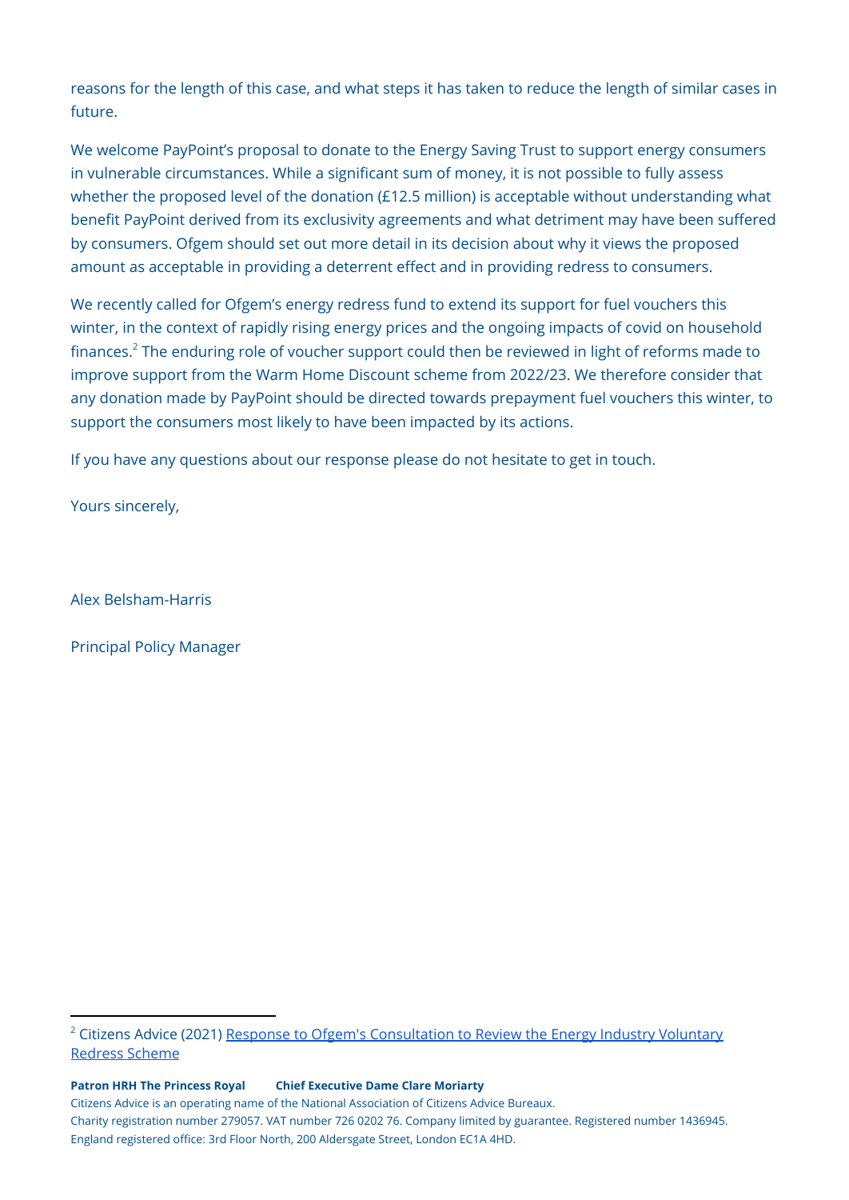reasons for the length of this case, and what steps it has taken to reduce the length of similar cases in future.

We welcome PayPoint's proposal to donate to the Energy Saving Trust to support energy consumers in vulnerable circumstances. While a significant sum of money, it is not possible to fully assess whether the proposed level of the donation (£12.5 million) is acceptable without understanding what benefit PayPoint derived from its exclusivity agreements and what detriment may have been suffered by consumers. Ofgem should set out more detail in its decision about why it views the proposed amount as acceptable in providing a deterrent effect and in providing redress to consumers.

We recently called for Ofgem's energy redress fund to extend its support for fuel vouchers this winter, in the context of rapidly rising energy prices and the ongoing impacts of covid on household finances.[2] The enduring role of voucher support could then be reviewed in light of reforms made to improve support from the Warm Home Discount scheme from 2022/23. We therefore consider that any donation made by PayPoint should be directed towards prepayment fuel vouchers this winter, to support the consumers most likely to have been impacted by its actions.

If you have any questions about our response please do not hesitate to get in touch.

Yours sincerely,

Alex Belsham-Harris

Principal Policy Manager

---

[2] Citizens Advice (2021) Response to Ofgem's Consultation to Review the Energy Industry Voluntary Redress Scheme

**Patron HRH The Princess Royal** **Chief Executive Dame Clare Moriarty**
Citizens Advice is an operating name of the National Association of Citizens Advice Bureaux.
Charity registration number 279057. VAT number 726 0202 76. Company limited by guarantee. Registered number 1436945.
England registered office: 3rd Floor North, 200 Aldersgate Street, London EC1A 4HD.